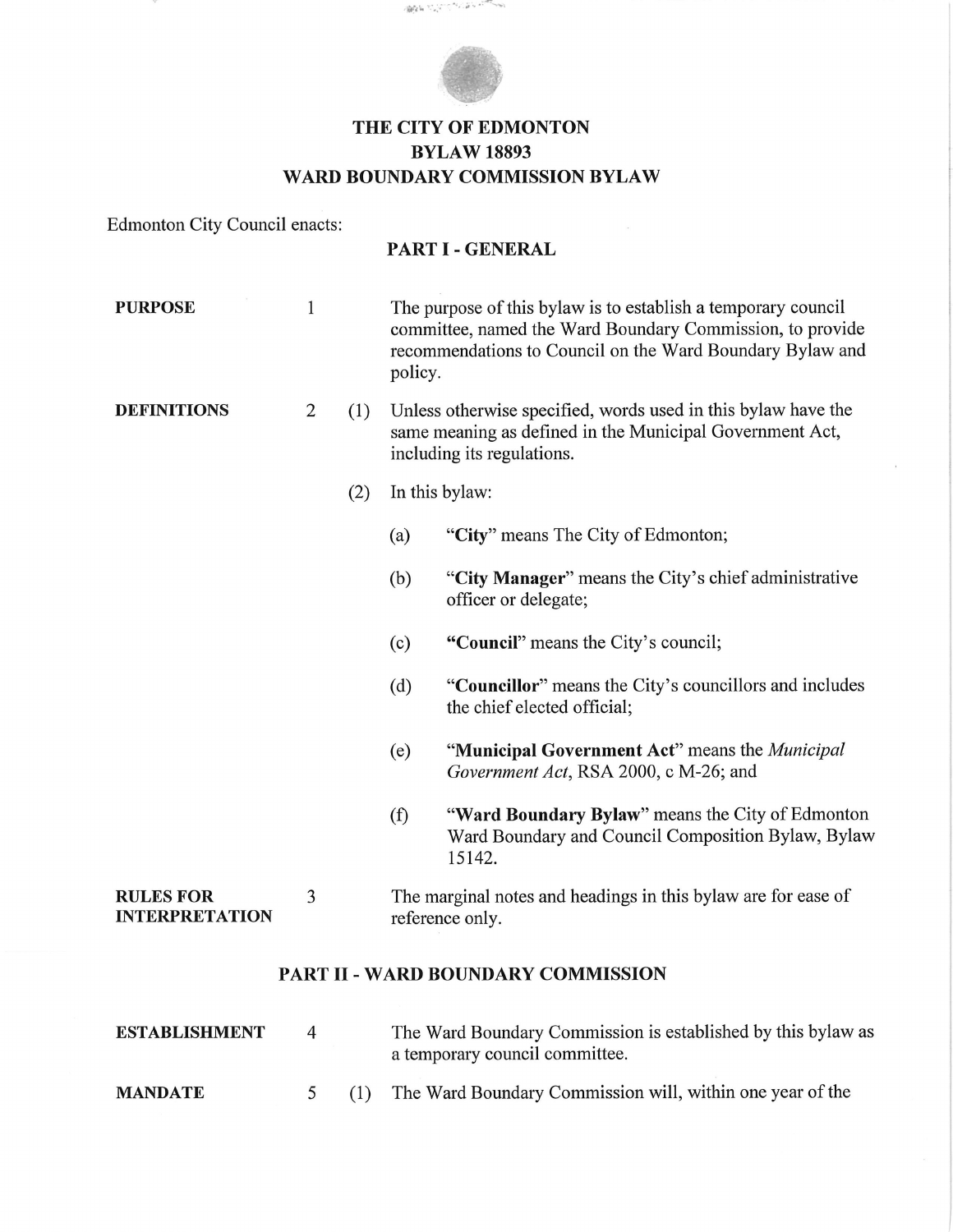# THE CITY OF EDMONTON
# BYLAW 18893
# WARD BOUNDARY COMMISSION BYLAW

Edmonton City Council enacts:

## PART I - GENERAL

**PURPOSE**

1 The purpose of this bylaw is to establish a temporary council committee, named the Ward Boundary Commission, to provide recommendations to Council on the Ward Boundary Bylaw and policy.

**DEFINITIONS**

2 (1) Unless otherwise specified, words used in this bylaw have the same meaning as defined in the Municipal Government Act, including its regulations.

(2) In this bylaw:

(a) "**City**" means The City of Edmonton;

(b) "**City Manager**" means the City's chief administrative officer or delegate;

(c) "**Council**" means the City's council;

(d) "**Councillor**" means the City's councillors and includes the chief elected official;

(e) "**Municipal Government Act**" means the *Municipal Government Act*, RSA 2000, c M-26; and

(f) "**Ward Boundary Bylaw**" means the City of Edmonton Ward Boundary and Council Composition Bylaw, Bylaw 15142.

**RULES FOR INTERPRETATION**

3 The marginal notes and headings in this bylaw are for ease of reference only.

## PART II - WARD BOUNDARY COMMISSION

**ESTABLISHMENT**

4 The Ward Boundary Commission is established by this bylaw as a temporary council committee.

**MANDATE**

5 (1) The Ward Boundary Commission will, within one year of the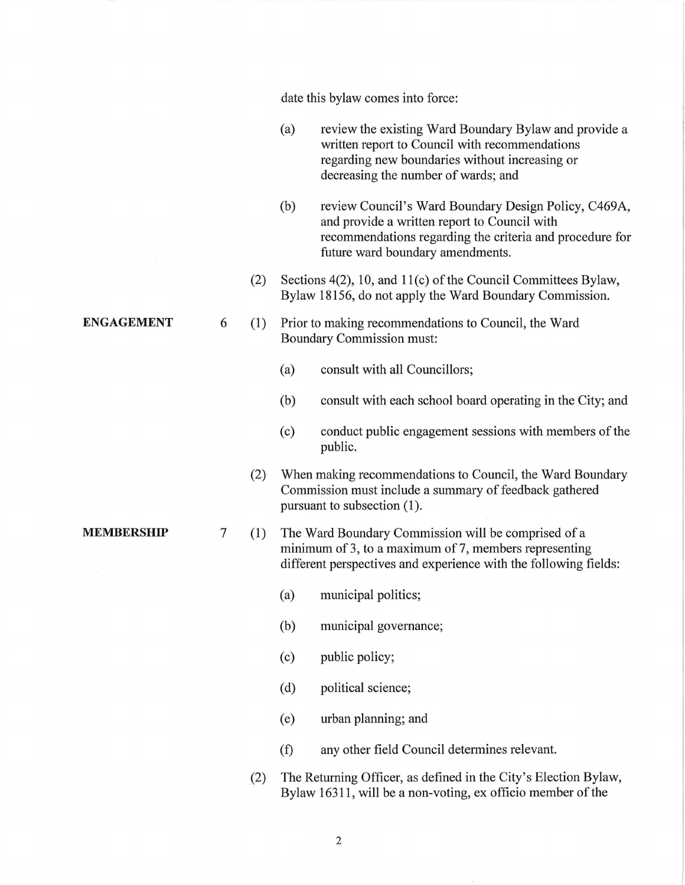date this bylaw comes into force:

(a) review the existing Ward Boundary Bylaw and provide a written report to Council with recommendations regarding new boundaries without increasing or decreasing the number of wards; and

(b) review Council's Ward Boundary Design Policy, C469A, and provide a written report to Council with recommendations regarding the criteria and procedure for future ward boundary amendments.

(2) Sections 4(2), 10, and 11(c) of the Council Committees Bylaw, Bylaw 18156, do not apply the Ward Boundary Commission.

**ENGAGEMENT**

6 (1) Prior to making recommendations to Council, the Ward Boundary Commission must:

(a) consult with all Councillors;

(b) consult with each school board operating in the City; and

(c) conduct public engagement sessions with members of the public.

(2) When making recommendations to Council, the Ward Boundary Commission must include a summary of feedback gathered pursuant to subsection (1).

**MEMBERSHIP**

7 (1) The Ward Boundary Commission will be comprised of a minimum of 3, to a maximum of 7, members representing different perspectives and experience with the following fields:

(a) municipal politics;

(b) municipal governance;

(c) public policy;

(d) political science;

(e) urban planning; and

(f) any other field Council determines relevant.

(2) The Returning Officer, as defined in the City's Election Bylaw, Bylaw 16311, will be a non-voting, ex officio member of the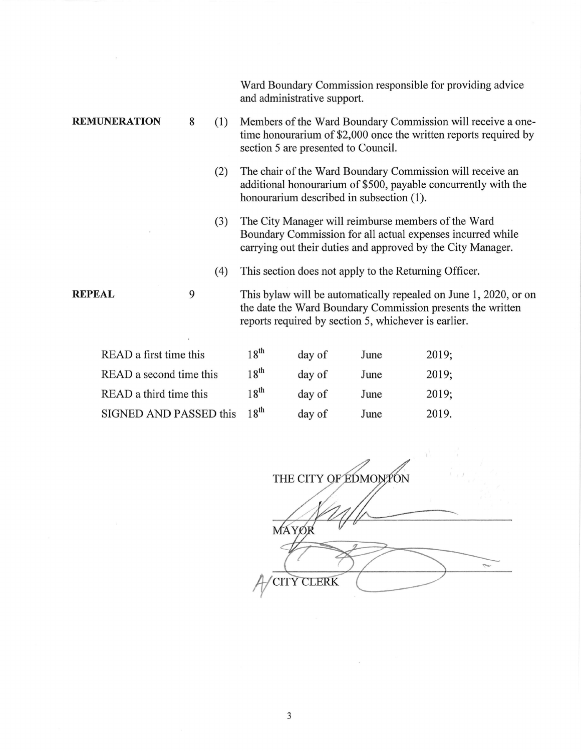Ward Boundary Commission responsible for providing advice and administrative support.

**REMUNERATION** 8 (1) Members of the Ward Boundary Commission will receive a one-time honourarium of $2,000 once the written reports required by section 5 are presented to Council.

(2) The chair of the Ward Boundary Commission will receive an additional honourarium of $500, payable concurrently with the honourarium described in subsection (1).

(3) The City Manager will reimburse members of the Ward Boundary Commission for all actual expenses incurred while carrying out their duties and approved by the City Manager.

(4) This section does not apply to the Returning Officer.

**REPEAL** 9 This bylaw will be automatically repealed on June 1, 2020, or on the date the Ward Boundary Commission presents the written reports required by section 5, whichever is earlier.

| | | | | |
|---|---|---|---|---|
| READ a first time this | 18th | day of | June | 2019; |
| READ a second time this | 18th | day of | June | 2019; |
| READ a third time this | 18th | day of | June | 2019; |
| SIGNED AND PASSED this | 18th | day of | June | 2019. |

THE CITY OF EDMONTON

MAYOR

A/ CITY CLERK